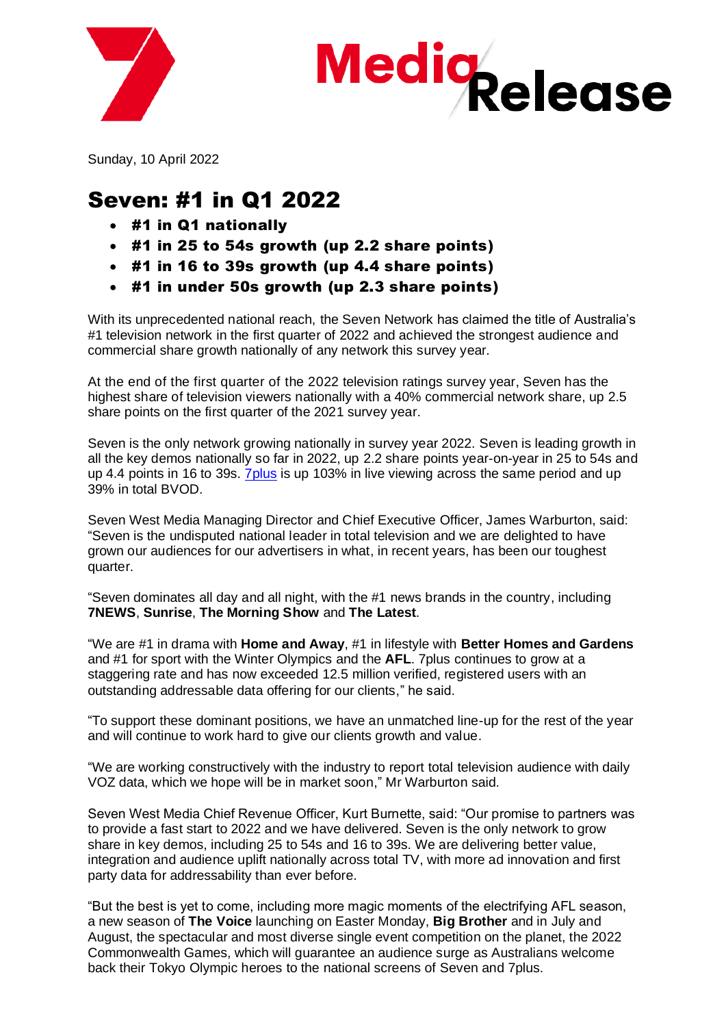Media Release

Sunday, 10 April 2022

# Seven: #1 in Q1 2022

- **#1 in Q1 nationally**
- **#1 in 25 to 54s growth (up 2.2 share points)**
- **#1 in 16 to 39s growth (up 4.4 share points)**
- **#1 in under 50s growth (up 2.3 share points)**

With its unprecedented national reach, the Seven Network has claimed the title of Australia's #1 television network in the first quarter of 2022 and achieved the strongest audience and commercial share growth nationally of any network this survey year.

At the end of the first quarter of the 2022 television ratings survey year, Seven has the highest share of television viewers nationally with a 40% commercial network share, up 2.5 share points on the first quarter of the 2021 survey year.

Seven is the only network growing nationally in survey year 2022. Seven is leading growth in all the key demos nationally so far in 2022, up 2.2 share points year-on-year in 25 to 54s and up 4.4 points in 16 to 39s. 7plus is up 103% in live viewing across the same period and up 39% in total BVOD.

Seven West Media Managing Director and Chief Executive Officer, James Warburton, said: "Seven is the undisputed national leader in total television and we are delighted to have grown our audiences for our advertisers in what, in recent years, has been our toughest quarter.

"Seven dominates all day and all night, with the #1 news brands in the country, including **7NEWS**, **Sunrise**, **The Morning Show** and **The Latest**.

"We are #1 in drama with **Home and Away**, #1 in lifestyle with **Better Homes and Gardens** and #1 for sport with the Winter Olympics and the **AFL**. 7plus continues to grow at a staggering rate and has now exceeded 12.5 million verified, registered users with an outstanding addressable data offering for our clients," he said.

"To support these dominant positions, we have an unmatched line-up for the rest of the year and will continue to work hard to give our clients growth and value.

"We are working constructively with the industry to report total television audience with daily VOZ data, which we hope will be in market soon," Mr Warburton said.

Seven West Media Chief Revenue Officer, Kurt Burnette, said: "Our promise to partners was to provide a fast start to 2022 and we have delivered. Seven is the only network to grow share in key demos, including 25 to 54s and 16 to 39s. We are delivering better value, integration and audience uplift nationally across total TV, with more ad innovation and first party data for addressability than ever before.

"But the best is yet to come, including more magic moments of the electrifying AFL season, a new season of **The Voice** launching on Easter Monday, **Big Brother** and in July and August, the spectacular and most diverse single event competition on the planet, the 2022 Commonwealth Games, which will guarantee an audience surge as Australians welcome back their Tokyo Olympic heroes to the national screens of Seven and 7plus.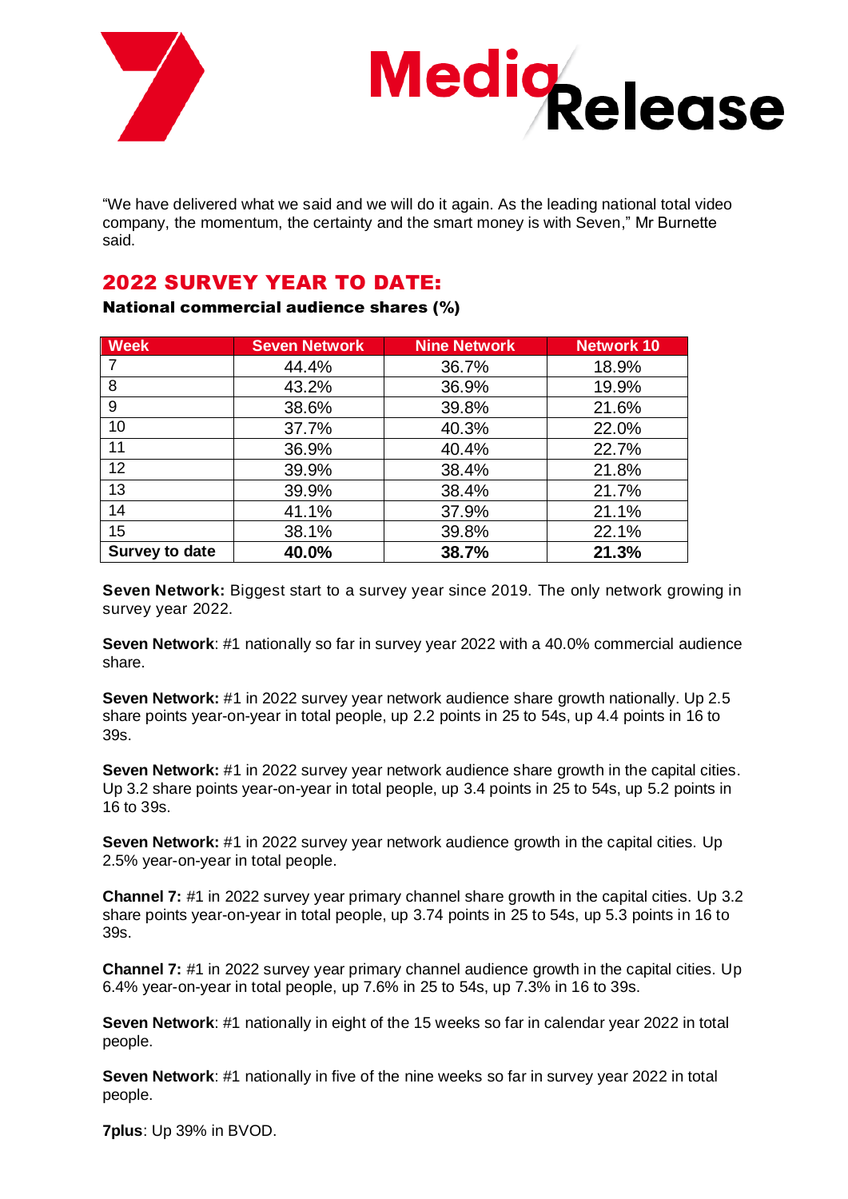"We have delivered what we said and we will do it again. As the leading national total video company, the momentum, the certainty and the smart money is with Seven," Mr Burnette said.

## 2022 SURVEY YEAR TO DATE:

**National commercial audience shares (%)**

| Week | Seven Network | Nine Network | Network 10 |
|---|---|---|---|
| 7 | 44.4% | 36.7% | 18.9% |
| 8 | 43.2% | 36.9% | 19.9% |
| 9 | 38.6% | 39.8% | 21.6% |
| 10 | 37.7% | 40.3% | 22.0% |
| 11 | 36.9% | 40.4% | 22.7% |
| 12 | 39.9% | 38.4% | 21.8% |
| 13 | 39.9% | 38.4% | 21.7% |
| 14 | 41.1% | 37.9% | 21.1% |
| 15 | 38.1% | 39.8% | 22.1% |
| **Survey to date** | **40.0%** | **38.7%** | **21.3%** |

**Seven Network:** Biggest start to a survey year since 2019. The only network growing in survey year 2022.

**Seven Network**: #1 nationally so far in survey year 2022 with a 40.0% commercial audience share.

**Seven Network:** #1 in 2022 survey year network audience share growth nationally. Up 2.5 share points year-on-year in total people, up 2.2 points in 25 to 54s, up 4.4 points in 16 to 39s.

**Seven Network:** #1 in 2022 survey year network audience share growth in the capital cities. Up 3.2 share points year-on-year in total people, up 3.4 points in 25 to 54s, up 5.2 points in 16 to 39s.

**Seven Network:** #1 in 2022 survey year network audience growth in the capital cities. Up 2.5% year-on-year in total people.

**Channel 7:** #1 in 2022 survey year primary channel share growth in the capital cities. Up 3.2 share points year-on-year in total people, up 3.74 points in 25 to 54s, up 5.3 points in 16 to 39s.

**Channel 7:** #1 in 2022 survey year primary channel audience growth in the capital cities. Up 6.4% year-on-year in total people, up 7.6% in 25 to 54s, up 7.3% in 16 to 39s.

**Seven Network**: #1 nationally in eight of the 15 weeks so far in calendar year 2022 in total people.

**Seven Network**: #1 nationally in five of the nine weeks so far in survey year 2022 in total people.

**7plus**: Up 39% in BVOD.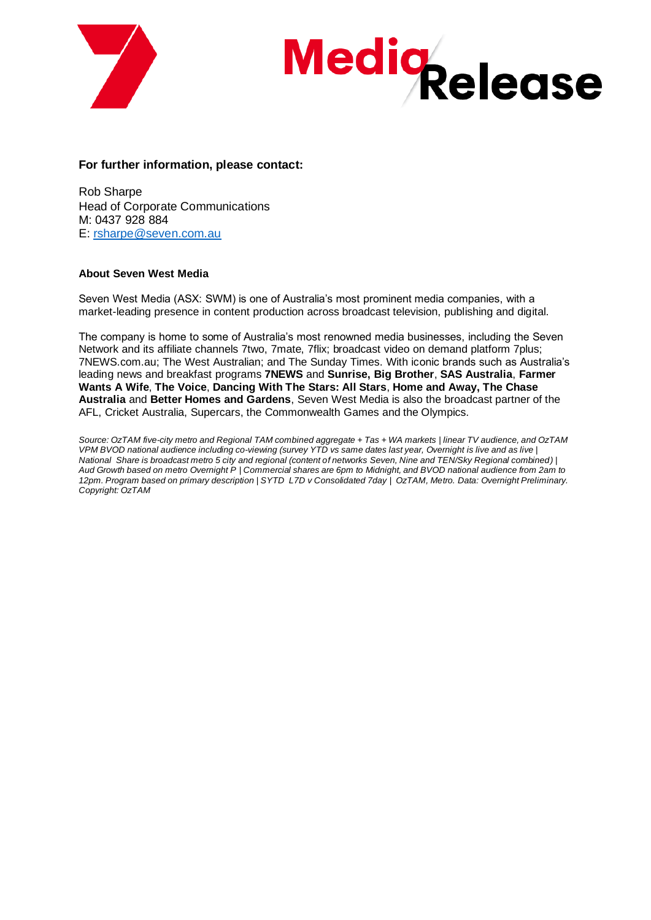**For further information, please contact:**

Rob Sharpe
Head of Corporate Communications
M: 0437 928 884
E: rsharpe@seven.com.au

**About Seven West Media**

Seven West Media (ASX: SWM) is one of Australia's most prominent media companies, with a market-leading presence in content production across broadcast television, publishing and digital.

The company is home to some of Australia's most renowned media businesses, including the Seven Network and its affiliate channels 7two, 7mate, 7flix; broadcast video on demand platform 7plus; 7NEWS.com.au; The West Australian; and The Sunday Times. With iconic brands such as Australia's leading news and breakfast programs **7NEWS** and **Sunrise, Big Brother**, **SAS Australia**, **Farmer Wants A Wife**, **The Voice**, **Dancing With The Stars: All Stars**, **Home and Away, The Chase Australia** and **Better Homes and Gardens**, Seven West Media is also the broadcast partner of the AFL, Cricket Australia, Supercars, the Commonwealth Games and the Olympics.

*Source: OzTAM five-city metro and Regional TAM combined aggregate + Tas + WA markets | linear TV audience, and OzTAM VPM BVOD national audience including co-viewing (survey YTD vs same dates last year, Overnight is live and as live | National Share is broadcast metro 5 city and regional (content of networks Seven, Nine and TEN/Sky Regional combined) | Aud Growth based on metro Overnight P | Commercial shares are 6pm to Midnight, and BVOD national audience from 2am to 12pm. Program based on primary description | SYTD L7D v Consolidated 7day | OzTAM, Metro. Data: Overnight Preliminary. Copyright: OzTAM*